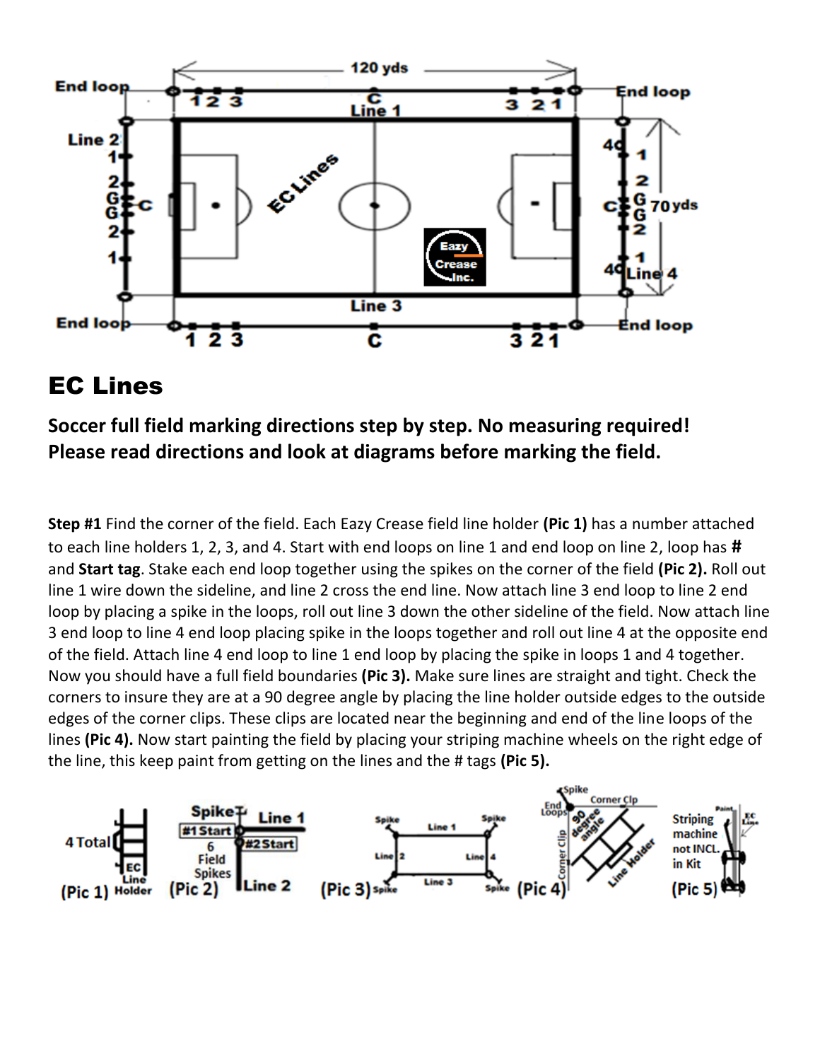# EC Lines

**Soccer full field marking directions step by step. No measuring required! Please read directions and look at diagrams before marking the field.**

**Step #1** Find the corner of the field. Each Eazy Crease field line holder **(Pic 1)** has a number attached to each line holders 1, 2, 3, and 4. Start with end loops on line 1 and end loop on line 2, loop has **#** and **Start tag**. Stake each end loop together using the spikes on the corner of the field **(Pic 2).** Roll out line 1 wire down the sideline, and line 2 cross the end line. Now attach line 3 end loop to line 2 end loop by placing a spike in the loops, roll out line 3 down the other sideline of the field. Now attach line 3 end loop to line 4 end loop placing spike in the loops together and roll out line 4 at the opposite end of the field. Attach line 4 end loop to line 1 end loop by placing the spike in loops 1 and 4 together. Now you should have a full field boundaries **(Pic 3).** Make sure lines are straight and tight. Check the corners to insure they are at a 90 degree angle by placing the line holder outside edges to the outside edges of the corner clips. These clips are located near the beginning and end of the line loops of the lines **(Pic 4).** Now start painting the field by placing your striping machine wheels on the right edge of the line, this keep paint from getting on the lines and the # tags **(Pic 5).**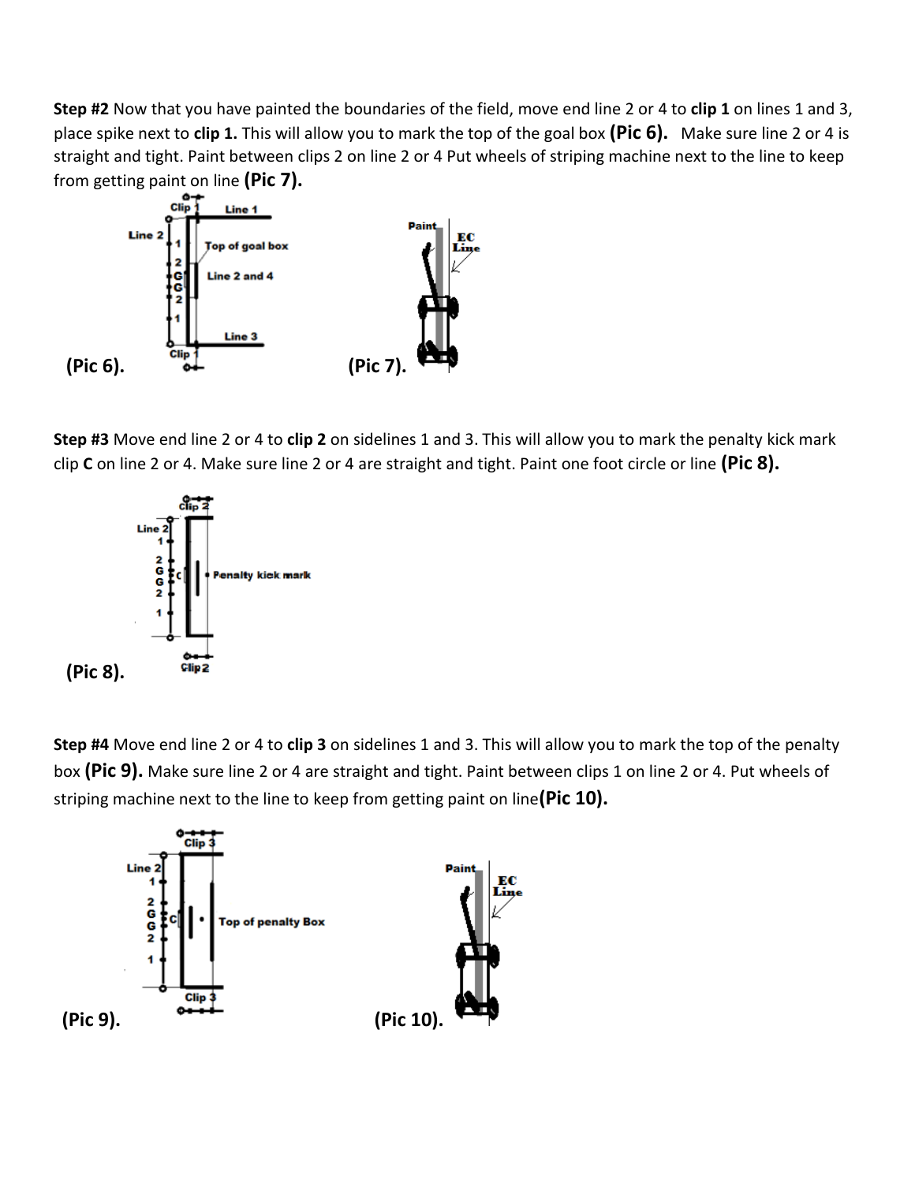**Step #2** Now that you have painted the boundaries of the field, move end line 2 or 4 to **clip 1** on lines 1 and 3, place spike next to **clip 1.** This will allow you to mark the top of the goal box **(Pic 6).** Make sure line 2 or 4 is straight and tight. Paint between clips 2 on line 2 or 4 Put wheels of striping machine next to the line to keep from getting paint on line **(Pic 7).**

**(Pic 6).** **(Pic 7).**

**Step #3** Move end line 2 or 4 to **clip 2** on sidelines 1 and 3. This will allow you to mark the penalty kick mark clip **C** on line 2 or 4. Make sure line 2 or 4 are straight and tight. Paint one foot circle or line **(Pic 8).**

**(Pic 8).**

**Step #4** Move end line 2 or 4 to **clip 3** on sidelines 1 and 3. This will allow you to mark the top of the penalty box **(Pic 9).** Make sure line 2 or 4 are straight and tight. Paint between clips 1 on line 2 or 4. Put wheels of striping machine next to the line to keep from getting paint on line**(Pic 10).**

**(Pic 9).** **(Pic 10).**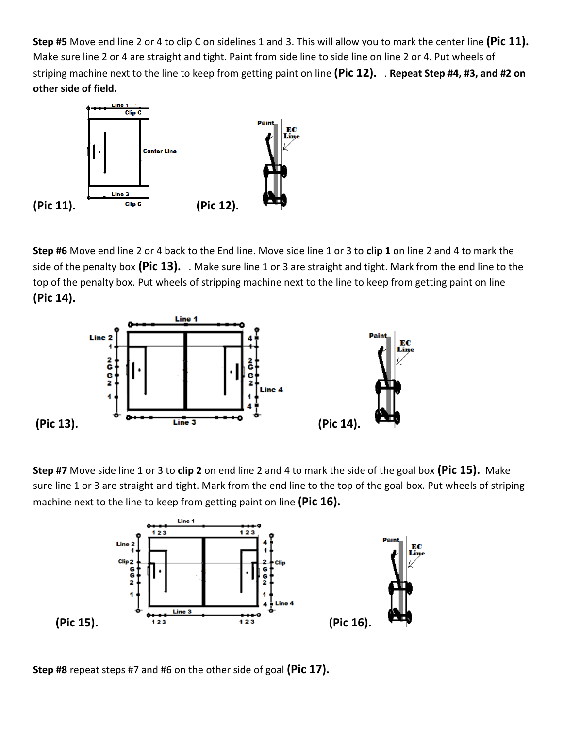**Step #5** Move end line 2 or 4 to clip C on sidelines 1 and 3. This will allow you to mark the center line **(Pic 11).** Make sure line 2 or 4 are straight and tight. Paint from side line to side line on line 2 or 4. Put wheels of striping machine next to the line to keep from getting paint on line **(Pic 12).** . **Repeat Step #4, #3, and #2 on other side of field.**

**(Pic 11).**

**(Pic 12).**

**Step #6** Move end line 2 or 4 back to the End line. Move side line 1 or 3 to **clip 1** on line 2 and 4 to mark the side of the penalty box **(Pic 13).** . Make sure line 1 or 3 are straight and tight. Mark from the end line to the top of the penalty box. Put wheels of stripping machine next to the line to keep from getting paint on line **(Pic 14).**

**(Pic 13).**

**(Pic 14).**

**Step #7** Move side line 1 or 3 to **clip 2** on end line 2 and 4 to mark the side of the goal box **(Pic 15).** Make sure line 1 or 3 are straight and tight. Mark from the end line to the top of the goal box. Put wheels of striping machine next to the line to keep from getting paint on line **(Pic 16).**

**(Pic 15).**

**(Pic 16).**

**Step #8** repeat steps #7 and #6 on the other side of goal **(Pic 17).**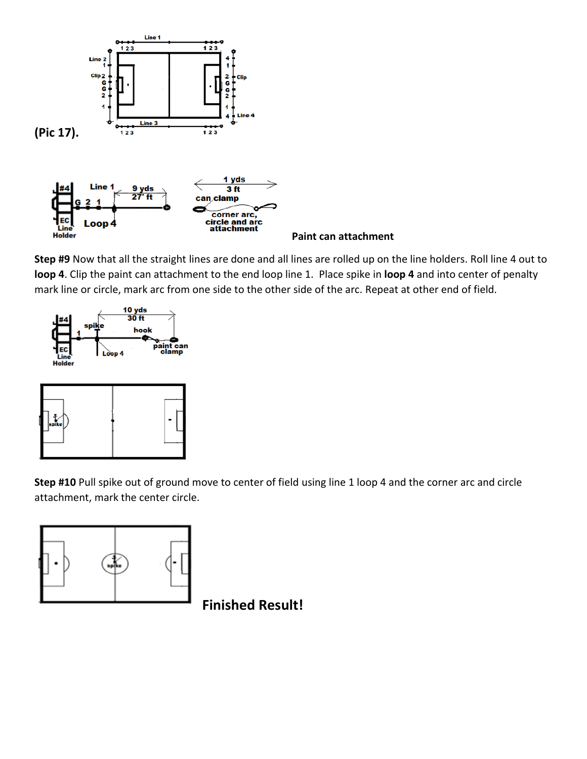(Pic 17).

Line 1
1 2 3
1 2 3
Line 2
1
Clip 2
G
G
2
1
4
1
2
G
G
2
1
4
Clip
Line 4
Line 3
1 2 3
1 2 3

#4
Line 1
G 2 1
9 yds
27' ft
EC
Line
Holder
Loop 4

1 yds
3 ft
can clamp
corner arc,
circle and arc
attachment

**Paint can attachment**

**Step #9** Now that all the straight lines are done and all lines are rolled up on the line holders. Roll line 4 out to **loop 4**. Clip the paint can attachment to the end loop line 1. Place spike in **loop 4** and into center of penalty mark line or circle, mark arc from one side to the other side of the arc. Repeat at other end of field.

#4
10 yds
30 ft
spike
1
hook
EC
Line
Holder
Loop 4
paint can
clamp

spike

**Step #10** Pull spike out of ground move to center of field using line 1 loop 4 and the corner arc and circle attachment, mark the center circle.

spike

**Finished Result!**